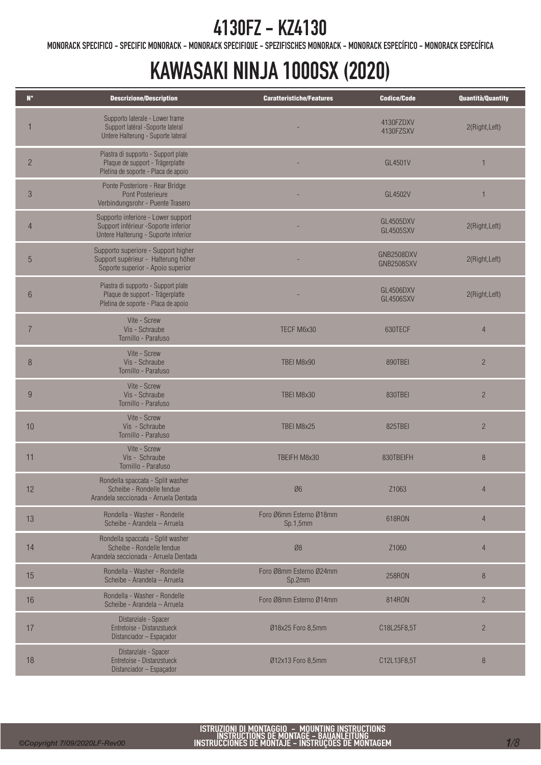# 4130FZ - KZ4130

MONORACK SPECIFICO - SPECIFIC MONORACK - MONORACK SPECIFIQUE - SPEZIFISCHES MONORACK - MONORACK ESPECÍFICO - MONORACK ESPECÍFICA

# KAWASAKI NINJA 1000SX (2020)

| N° | Descrizione/Description | Caratteristiche/Features | Codice/Code | Quantità/Quantity |
|---|---|---|---|---|
| 1 | Supporto laterale - Lower frame<br>Support latéral -Soporte lateral<br>Untere Halterung - Suporte lateral | - | 4130FZDXV<br>4130FZSXV | 2(Right,Left) |
| 2 | Piastra di supporto - Support plate<br>Plaque de support - Trägerplatte<br>Pletina de soporte - Placa de apoio | - | GL4501V | 1 |
| 3 | Ponte Posteriore - Rear Bridge<br>Pont Posterieure<br>Verbindungsrohr - Puente Trasero | - | GL4502V | 1 |
| 4 | Supporto inferiore - Lower support<br>Support inférieur -Soporte inferior<br>Untere Halterung - Suporte inferior | - | GL4505DXV<br>GL4505SXV | 2(Right,Left) |
| 5 | Supporto superiore - Support higher<br>Support supérieur - Halterung höher<br>Soporte superior - Apoio superior | - | GNB2508DXV<br>GNB2508SXV | 2(Right,Left) |
| 6 | Piastra di supporto - Support plate<br>Plaque de support - Trägerplatte<br>Pletina de soporte - Placa de apoio | - | GL4506DXV<br>GL4506SXV | 2(Right,Left) |
| 7 | Vite - Screw<br>Vis - Schraube<br>Tornillo - Parafuso | TECF M6x30 | 630TECF | 4 |
| 8 | Vite - Screw<br>Vis - Schraube<br>Tornillo - Parafuso | TBEI M8x90 | 890TBEI | 2 |
| 9 | Vite - Screw<br>Vis - Schraube<br>Tornillo - Parafuso | TBEI M8x30 | 830TBEI | 2 |
| 10 | Vite - Screw<br>Vis - Schraube<br>Tornillo - Parafuso | TBEI M8x25 | 825TBEI | 2 |
| 11 | Vite - Screw<br>Vis - Schraube<br>Tornillo - Parafuso | TBEIFH M8x30 | 830TBEIFH | 8 |
| 12 | Rondella spaccata - Split washer<br>Scheibe - Rondelle fendue<br>Arandela seccionada - Arruela Dentada | Ø6 | Z1063 | 4 |
| 13 | Rondella - Washer - Rondelle<br>Scheibe - Arandela – Arruela | Foro Ø6mm Esterno Ø18mm<br>Sp.1,5mm | 618RON | 4 |
| 14 | Rondella spaccata - Split washer<br>Scheibe - Rondelle fendue<br>Arandela seccionada - Arruela Dentada | Ø8 | Z1060 | 4 |
| 15 | Rondella - Washer - Rondelle<br>Scheibe - Arandela – Arruela | Foro Ø8mm Esterno Ø24mm<br>Sp.2mm | 258RON | 8 |
| 16 | Rondella - Washer - Rondelle<br>Scheibe - Arandela – Arruela | Foro Ø8mm Esterno Ø14mm | 814RON | 2 |
| 17 | Distanziale - Spacer<br>Entretoise - Distanzstueck<br>Distanciador – Espaçador | Ø18x25 Foro 8,5mm | C18L25F8,5T | 2 |
| 18 | Distanziale - Spacer<br>Entretoise - Distanzstueck<br>Distanciador – Espaçador | Ø12x13 Foro 8,5mm | C12L13F8,5T | 8 |

ISTRUZIONI DI MONTAGGIO - MOUNTING INSTRUCTIONS
INSTRUCTIONS DE MONTAGE - BAUANLEITUNG
INSTRUCCIONES DE MONTAJE - INSTRUÇOES DE MONTAGEM

*©Copyright 7/09/2020LF-Rev00*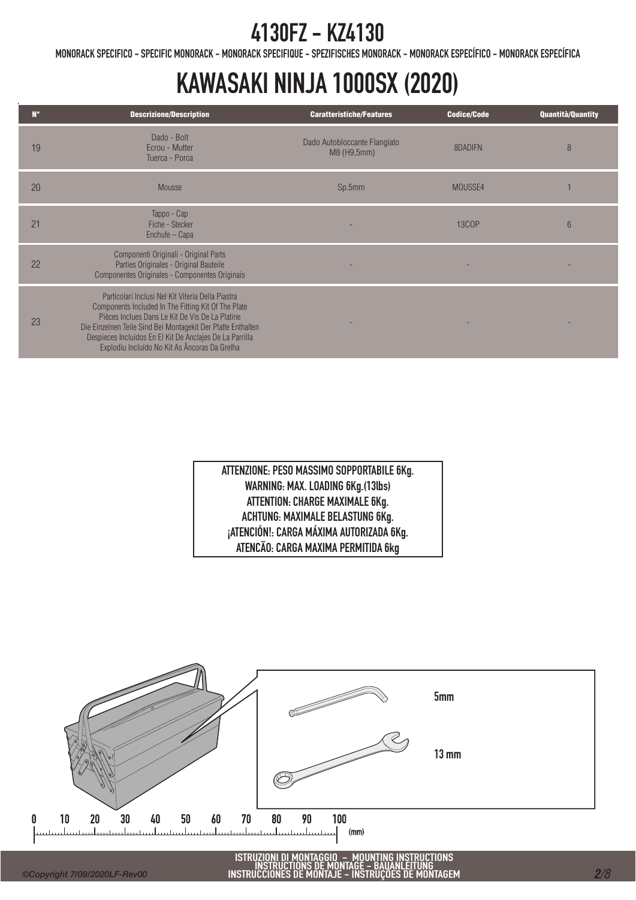# 4130FZ - KZ4130

MONORACK SPECIFICO - SPECIFIC MONORACK - MONORACK SPECIFIQUE - SPEZIFISCHES MONORACK - MONORACK ESPECÍFICO - MONORACK ESPECÍFICA

# KAWASAKI NINJA 1000SX (2020)

| N° | Descrizione/Description | Caratteristiche/Features | Codice/Code | Quantità/Quantity |
|---|---|---|---|---|
| 19 | Dado - Bolt<br>Ecrou - Mutter<br>Tuerca - Porca | Dado Autobloccante Flangiato M8 (H9,5mm) | 8DADIFN | 8 |
| 20 | Mousse | Sp.5mm | MOUSSE4 | 1 |
| 21 | Tappo - Cap<br>Fiche - Stecker<br>Enchufe – Capa | - | 13COP | 6 |
| 22 | Componenti Originali - Original Parts<br>Parties Originales - Original Bauteile<br>Componentes Originales - Componentes Originais | - | - | - |
| 23 | Particolari Inclusi Nel Kit Viteria Della Piastra<br>Components Included In The Fitting Kit Of The Plate<br>Pièces Inclues Dans Le Kit De Vis De La Platine<br>Die Einzelnen Teile Sind Bei Montagekit Der Platte Enthalten<br>Despieces Incluidos En El Kit De Anclajes De La Parrilla<br>Explodiu Incluído No Kit As Âncoras Da Grelha | - | - | - |

**ATTENZIONE: PESO MASSIMO SOPPORTABILE 6Kg.**
**WARNING: MAX. LOADING 6Kg.(13lbs)**
**ATTENTION: CHARGE MAXIMALE 6Kg.**
**ACHTUNG: MAXIMALE BELASTUNG 6Kg.**
**¡ATENCIÓN!: CARGA MÁXIMA AUTORIZADA 6Kg.**
**ATENCÃO: CARGA MAXIMA PERMITIDA 6kg**

5mm

13 mm

0 10 20 30 40 50 60 70 80 90 100 (mm)

ISTRUZIONI DI MONTAGGIO – MOUNTING INSTRUCTIONS
INSTRUCTIONS DE MONTAGE – BAUANLEITUNG
INSTRUCCIONES DE MONTAJE – INSTRUÇÕES DE MONTAGEM

©Copyright 7/09/2020LF-Rev00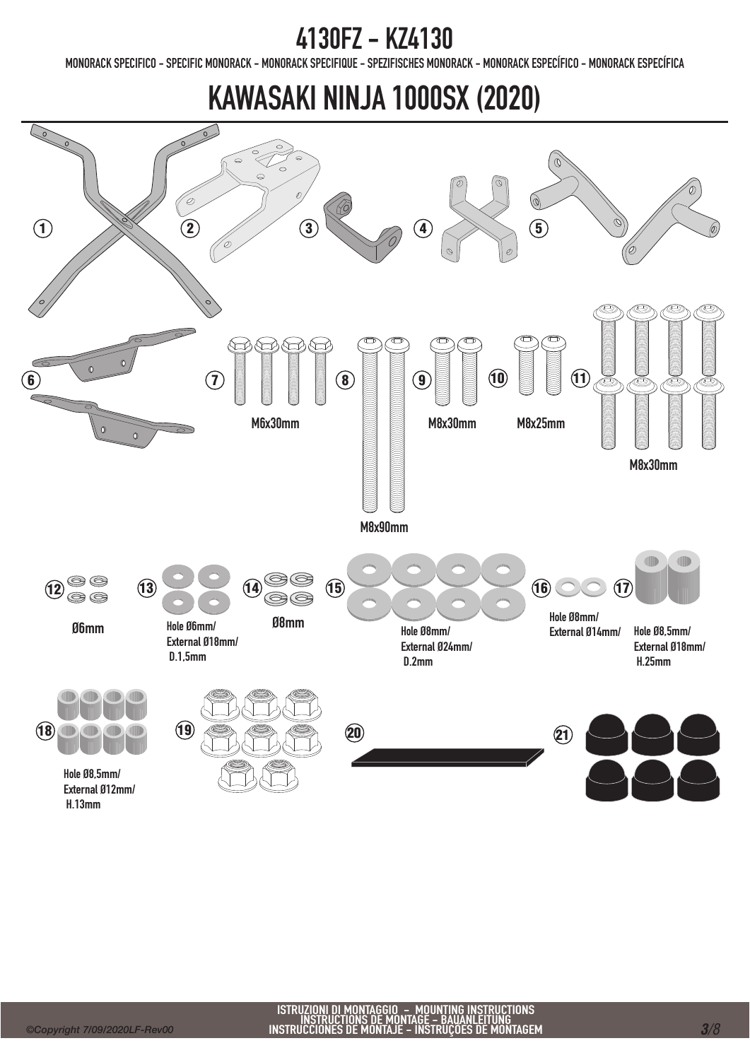# 4130FZ - KZ4130

MONORACK SPECIFICO - SPECIFIC MONORACK - MONORACK SPECIFIQUE - SPEZIFISCHES MONORACK - MONORACK ESPECÍFICO - MONORACK ESPECÍFICA

# KAWASAKI NINJA 1000SX (2020)

1

2

3

4

5

6

7 M6x30mm

8 M8x90mm

9 M8x30mm

10 M8x25mm

11 M8x30mm

12 Ø6mm

13 Hole Ø6mm/ External Ø18mm/ D.1,5mm

14 Ø8mm

15 Hole Ø8mm/ External Ø24mm/ D.2mm

16 Hole Ø8mm/ External Ø14mm/

17 Hole Ø8,5mm/ External Ø18mm/ H.25mm

18 Hole Ø8,5mm/ External Ø12mm/ H.13mm

19

20

21

ISTRUZIONI DI MONTAGGIO - MOUNTING INSTRUCTIONS
INSTRUCTIONS DE MONTAGE - BAUANLEITUNG
INSTRUCCIONES DE MONTAJE - INSTRUÇÕES DE MONTAGEM

©Copyright 7/09/2020LF-Rev00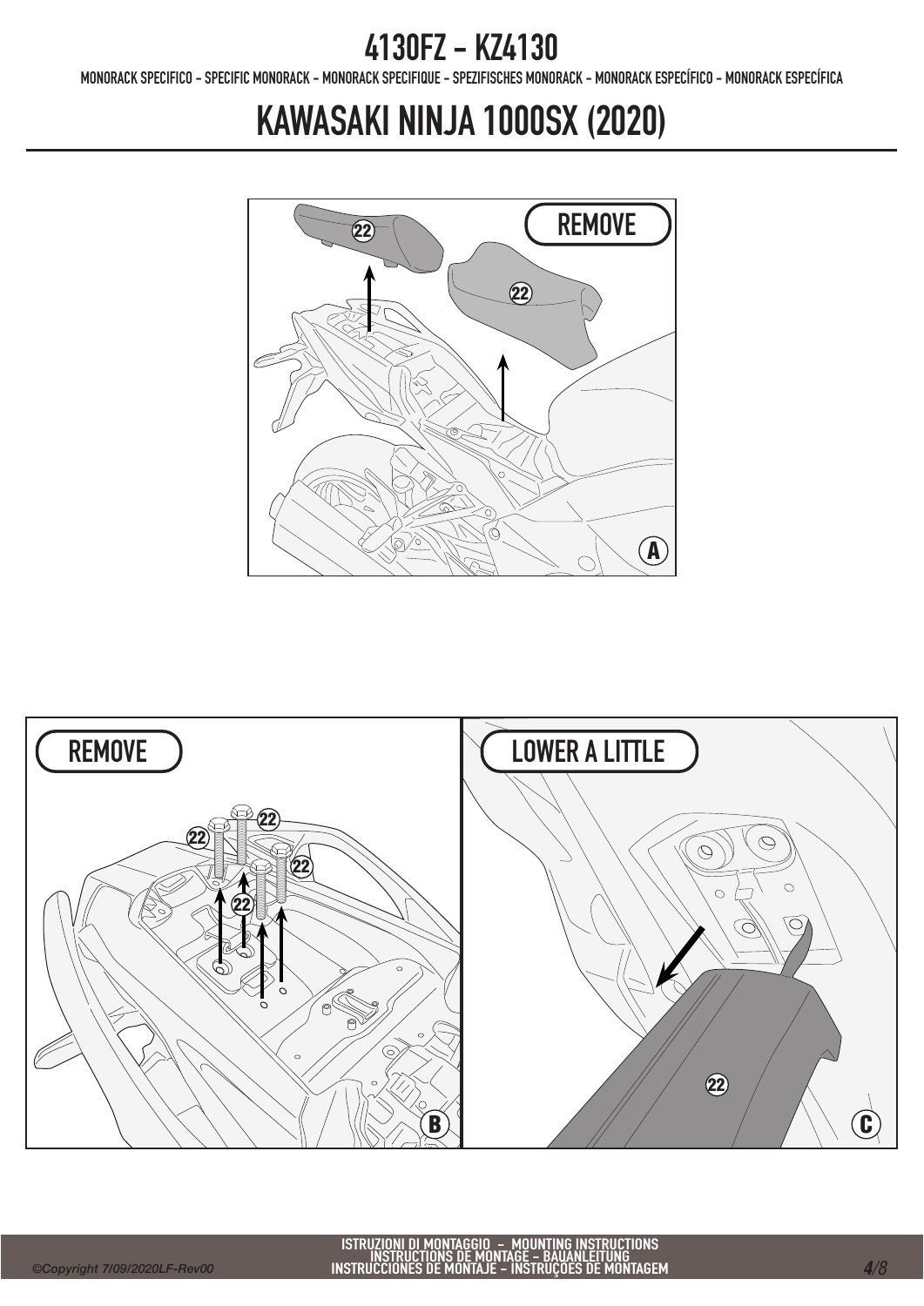# 4130FZ - KZ4130

MONORACK SPECIFICO - SPECIFIC MONORACK - MONORACK SPECIFIQUE - SPEZIFISCHES MONORACK - MONORACK ESPECÍFICO - MONORACK ESPECÍFICA

# KAWASAKI NINJA 1000SX (2020)

REMOVE

22

22

A

REMOVE

22

22

22

22

B

LOWER A LITTLE

22

C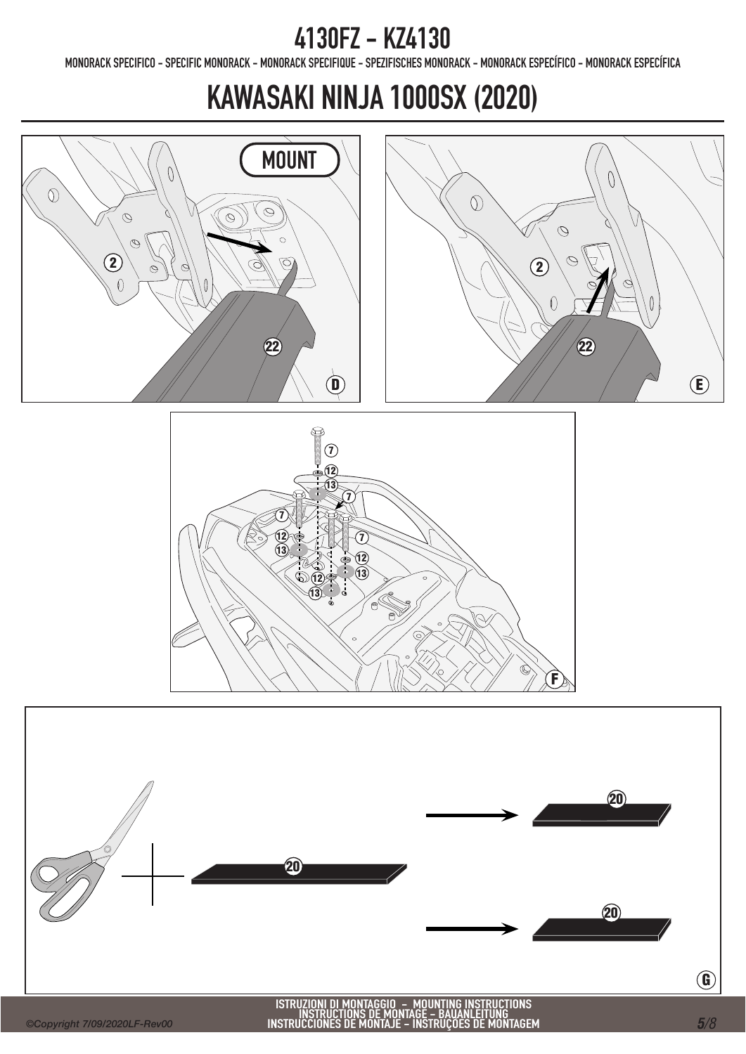# 4130FZ - KZ4130

MONORACK SPECIFICO - SPECIFIC MONORACK - MONORACK SPECIFIQUE - SPEZIFISCHES MONORACK - MONORACK ESPECÍFICO - MONORACK ESPECÍFICA

# KAWASAKI NINJA 1000SX (2020)

MOUNT

2

22

D

2

22

E

7

12

13

7

7

12

13

7

12

13

12

13

F

20

20

20

G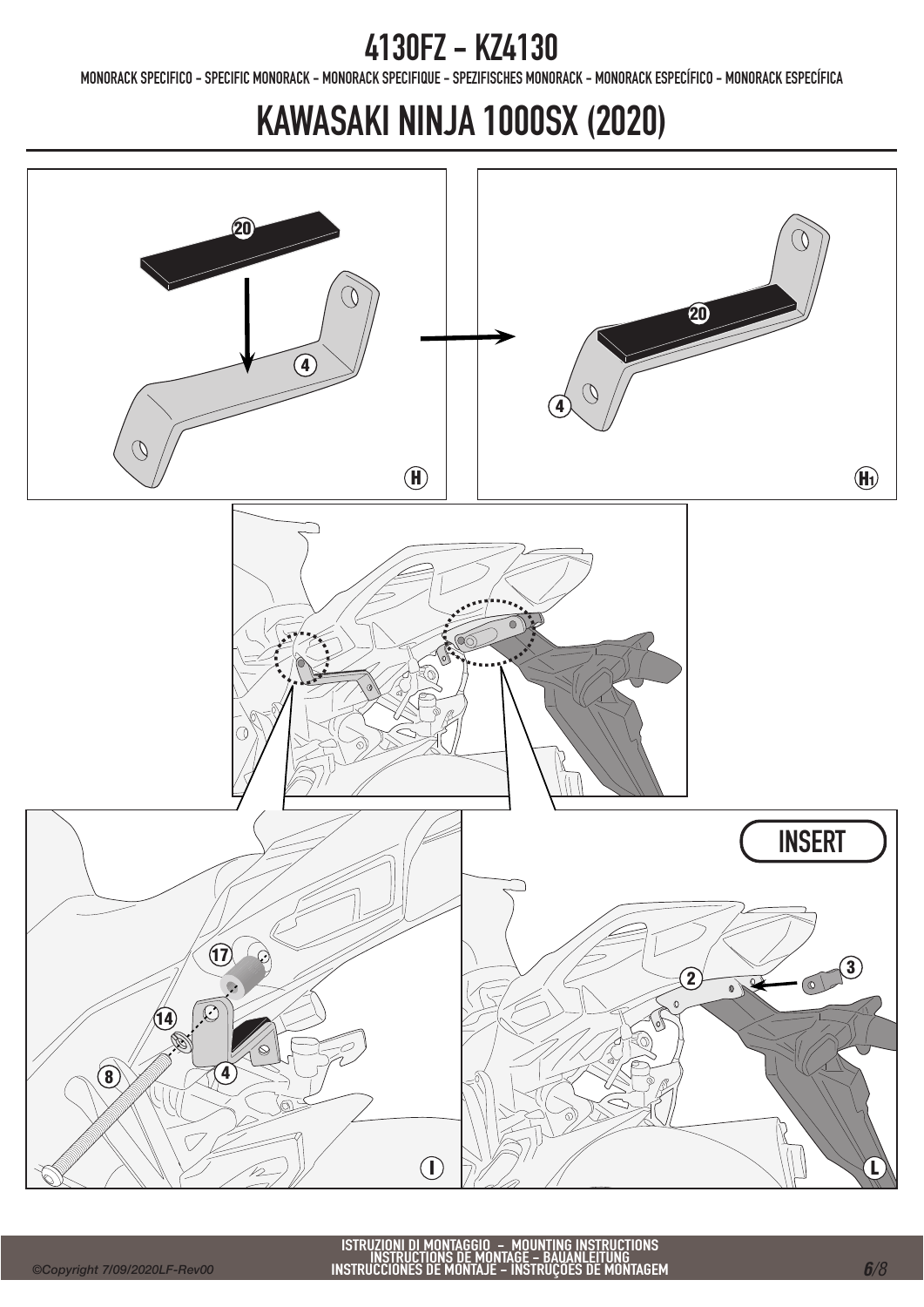# 4130FZ - KZ4130

MONORACK SPECIFICO - SPECIFIC MONORACK - MONORACK SPECIFIQUE - SPEZIFISCHES MONORACK - MONORACK ESPECÍFICO - MONORACK ESPECÍFICA

# KAWASAKI NINJA 1000SX (2020)

20

4

H

20

4

H1

17

14

8

4

I

INSERT

2

3

L

ISTRUZIONI DI MONTAGGIO - MOUNTING INSTRUCTIONS
INSTRUCTIONS DE MONTAGE - BAUANLEITUNG
INSTRUCCIONES DE MONTAJE - INSTRUÇÕES DE MONTAGEM

©Copyright 7/09/2020LF-Rev00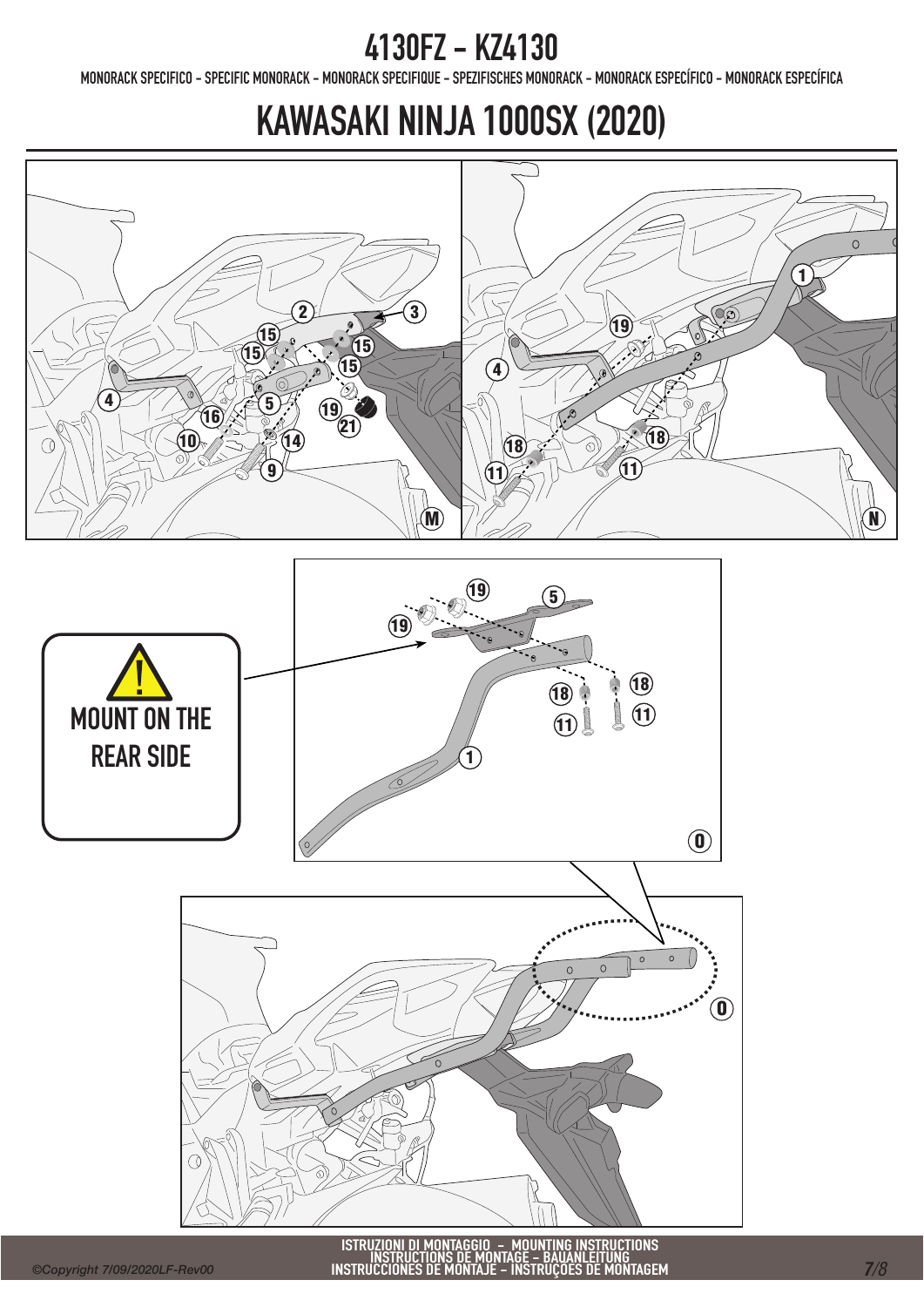# 4130FZ - KZ4130

MONORACK SPECIFICO - SPECIFIC MONORACK - MONORACK SPECIFIQUE - SPEZIFISCHES MONORACK - MONORACK ESPECÍFICO - MONORACK ESPECÍFICA

# KAWASAKI NINJA 1000SX (2020)

2 3 15 15 15 15 4 5 16 19 21 10 14 9 M

1 19 4 18 18 11 11 N

19 5 19 18 18 11 11 1 O

MOUNT ON THE REAR SIDE

O

ISTRUZIONI DI MONTAGGIO - MOUNTING INSTRUCTIONS
INSTRUCTIONS DE MONTAGE - BAUANLEITUNG
INSTRUCCIONES DE MONTAJE - INSTRUÇÕES DE MONTAGEM

©Copyright 7/09/2020LF-Rev00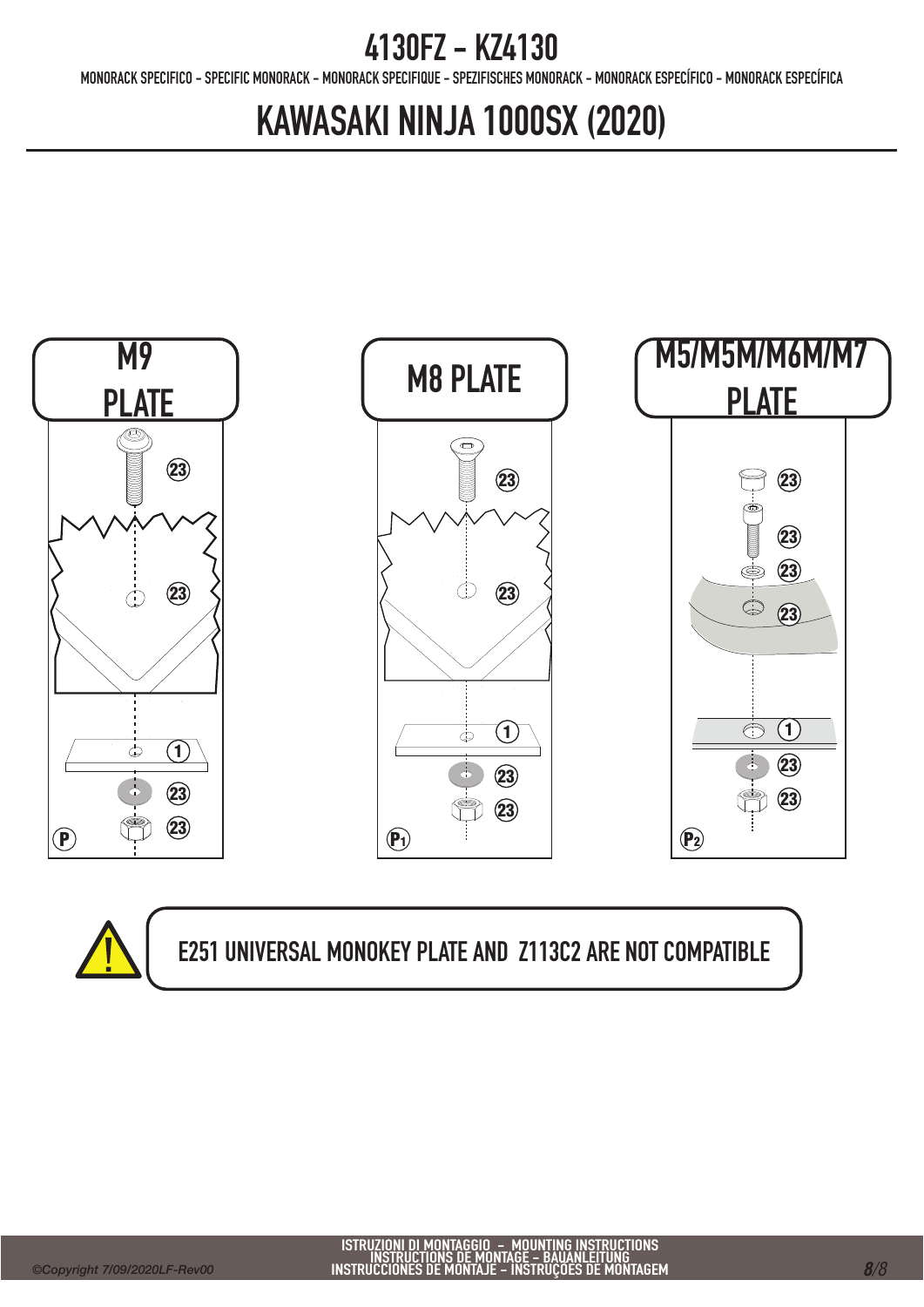# 4130FZ - KZ4130

MONORACK SPECIFICO - SPECIFIC MONORACK - MONORACK SPECIFIQUE - SPEZIFISCHES MONORACK - MONORACK ESPECÍFICO - MONORACK ESPECÍFICA

# KAWASAKI NINJA 1000SX (2020)

M9 PLATE

23

23

1

23

23

P

M8 PLATE

23

23

1

23

23

P1

M5/M5M/M6M/M7 PLATE

23

23

23

23

1

23

23

P2

E251 UNIVERSAL MONOKEY PLATE AND Z113C2 ARE NOT COMPATIBLE

©Copyright 7/09/2020LF-Rev00

ISTRUZIONI DI MONTAGGIO - MOUNTING INSTRUCTIONS
INSTRUCTIONS DE MONTAGE - BAUANLEITUNG
INSTRUCCIONES DE MONTAJE - INSTRUÇÕES DE MONTAGEM